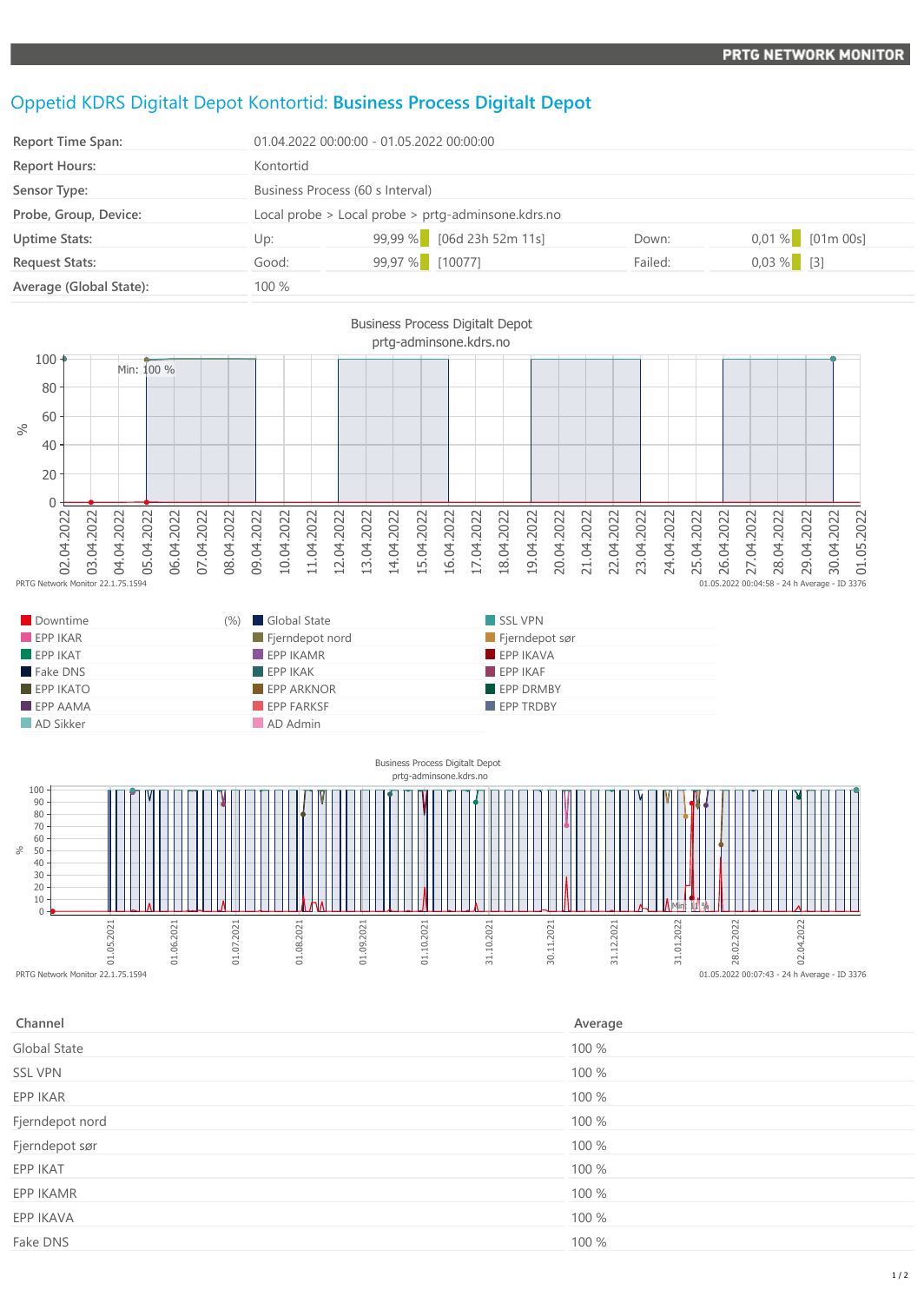PRTG NETWORK MONITOR

# Oppetid KDRS Digitalt Depot Kontortid: **Business Process Digitalt Depot**

| | | | | | |
|---|---|---|---|---|---|
| **Report Time Span:** | 01.04.2022 00:00:00 - 01.05.2022 00:00:00 | | | | |
| **Report Hours:** | Kontortid | | | | |
| **Sensor Type:** | Business Process (60 s Interval) | | | | |
| **Probe, Group, Device:** | Local probe > Local probe > prtg-adminsone.kdrs.no | | | | |
| **Uptime Stats:** | Up: | 99,99 % [06d 23h 52m 11s] | Down: | 0,01 % [01m 00s] | |
| **Request Stats:** | Good: | 99,97 % [10077] | Failed: | 0,03 % [3] | |
| **Average (Global State):** | 100 % | | | | |

Business Process Digitalt Depot
prtg-adminsone.kdrs.no

100
80
60
40
20
0
%
Min: 100 %
02.04.2022 03.04.2022 04.04.2022 05.04.2022 06.04.2022 07.04.2022 08.04.2022 09.04.2022 10.04.2022 11.04.2022 12.04.2022 13.04.2022 14.04.2022 15.04.2022 16.04.2022 17.04.2022 18.04.2022 19.04.2022 20.04.2022 21.04.2022 22.04.2022 23.04.2022 24.04.2022 25.04.2022 26.04.2022 27.04.2022 28.04.2022 29.04.2022 30.04.2022 01.05.2022

PRTG Network Monitor 22.1.75.1594
01.05.2022 00:04:58 - 24 h Average - ID 3376

Downtime (%)
Global State
SSL VPN
EPP IKAR
Fjerndepot nord
Fjerndepot sør
EPP IKAT
EPP IKAMR
EPP IKAVA
Fake DNS
EPP IKAK
EPP IKAF
EPP IKATO
EPP ARKNOR
EPP DRMBY
EPP AAMA
EPP FARKSF
EPP TRDBY
AD Sikker
AD Admin

Business Process Digitalt Depot
prtg-adminsone.kdrs.no

100
90
80
70
60
50
40
30
20
10
0
%
Min: 11 %
01.05.2021 01.06.2021 01.07.2021 01.08.2021 01.09.2021 01.10.2021 31.10.2021 30.11.2021 31.12.2021 31.01.2022 28.02.2022 02.04.2022

PRTG Network Monitor 22.1.75.1594
01.05.2022 00:07:43 - 24 h Average - ID 3376

| Channel | Average |
|---|---|
| Global State | 100 % |
| SSL VPN | 100 % |
| EPP IKAR | 100 % |
| Fjerndepot nord | 100 % |
| Fjerndepot sør | 100 % |
| EPP IKAT | 100 % |
| EPP IKAMR | 100 % |
| EPP IKAVA | 100 % |
| Fake DNS | 100 % |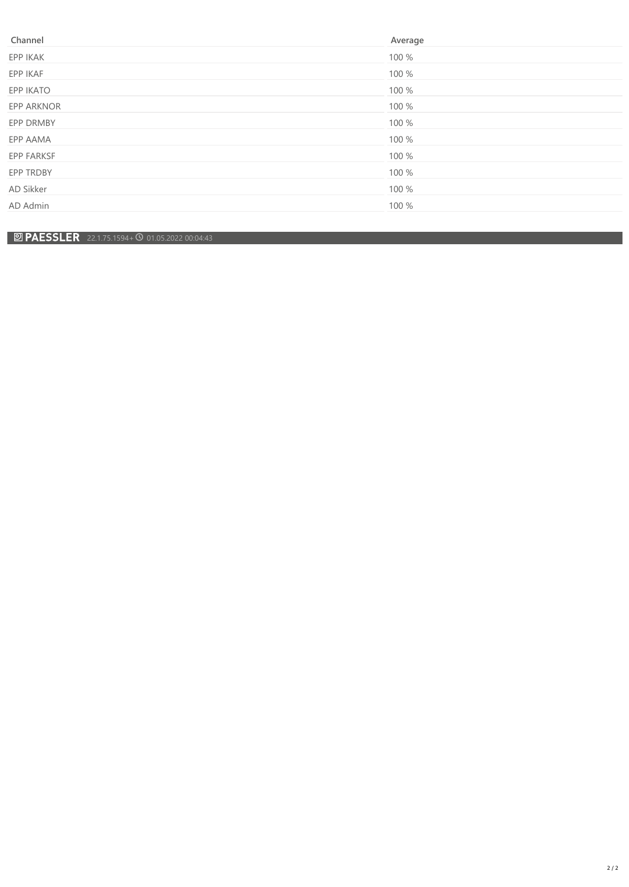| Channel | Average |
| --- | --- |
| EPP IKAK | 100 % |
| EPP IKAF | 100 % |
| EPP IKATO | 100 % |
| EPP ARKNOR | 100 % |
| EPP DRMBY | 100 % |
| EPP AAMA | 100 % |
| EPP FARKSF | 100 % |
| EPP TRDBY | 100 % |
| AD Sikker | 100 % |
| AD Admin | 100 % |

PAESSLER 22.1.75.1594+ 01.05.2022 00:04:43